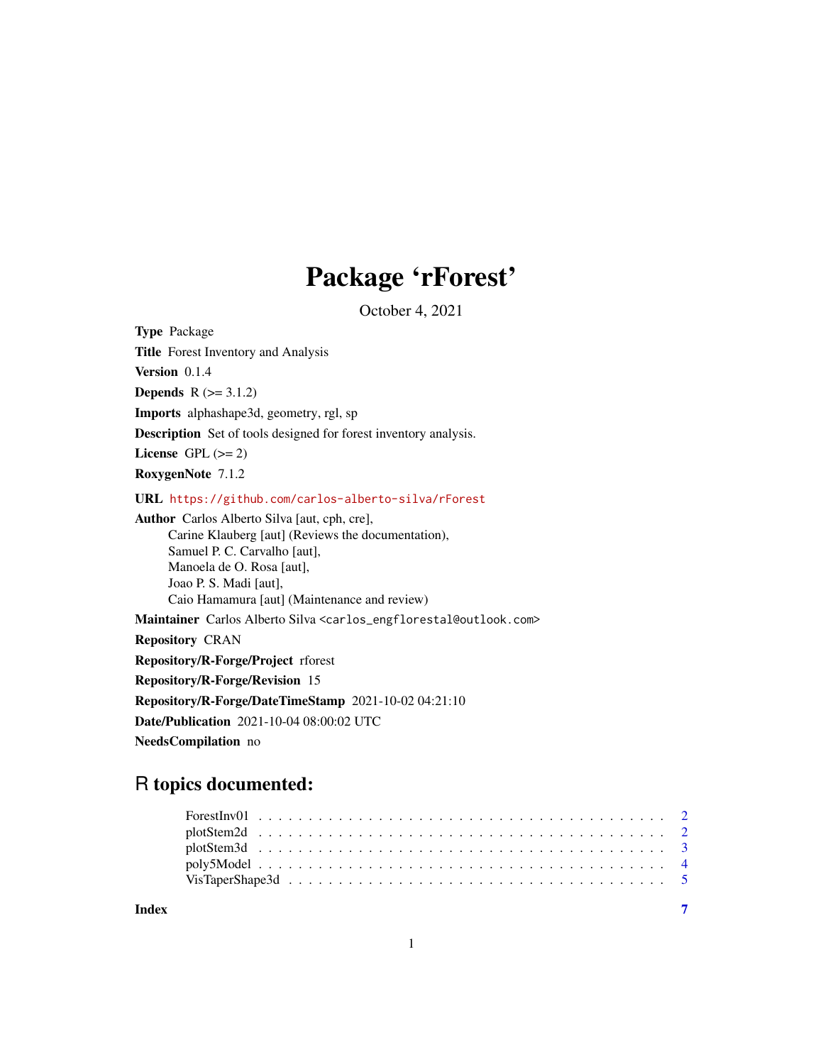# Package 'rForest'

October 4, 2021

**Type** Package

**Title** Forest Inventory and Analysis

**Version** 0.1.4

**Depends** R (>= 3.1.2)

**Imports** alphashape3d, geometry, rgl, sp

**Description** Set of tools designed for forest inventory analysis.

**License** GPL (>= 2)

**RoxygenNote** 7.1.2

**URL** https://github.com/carlos-alberto-silva/rForest

**Author** Carlos Alberto Silva [aut, cph, cre],
Carine Klauberg [aut] (Reviews the documentation),
Samuel P. C. Carvalho [aut],
Manoela de O. Rosa [aut],
Joao P. S. Madi [aut],
Caio Hamamura [aut] (Maintenance and review)

**Maintainer** Carlos Alberto Silva <carlos_engflorestal@outlook.com>

**Repository** CRAN

**Repository/R-Forge/Project** rforest

**Repository/R-Forge/Revision** 15

**Repository/R-Forge/DateTimeStamp** 2021-10-02 04:21:10

**Date/Publication** 2021-10-04 08:00:02 UTC

**NeedsCompilation** no

## R topics documented:

- ForestInv01 . . . . . . . . . . . . . . . . . . . . . . . . . . . . . . . . . . . . . . . 2
- plotStem2d . . . . . . . . . . . . . . . . . . . . . . . . . . . . . . . . . . . . . . . 2
- plotStem3d . . . . . . . . . . . . . . . . . . . . . . . . . . . . . . . . . . . . . . . 3
- poly5Model . . . . . . . . . . . . . . . . . . . . . . . . . . . . . . . . . . . . . . . 4
- VisTaperShape3d . . . . . . . . . . . . . . . . . . . . . . . . . . . . . . . . . . . . 5

**Index** 7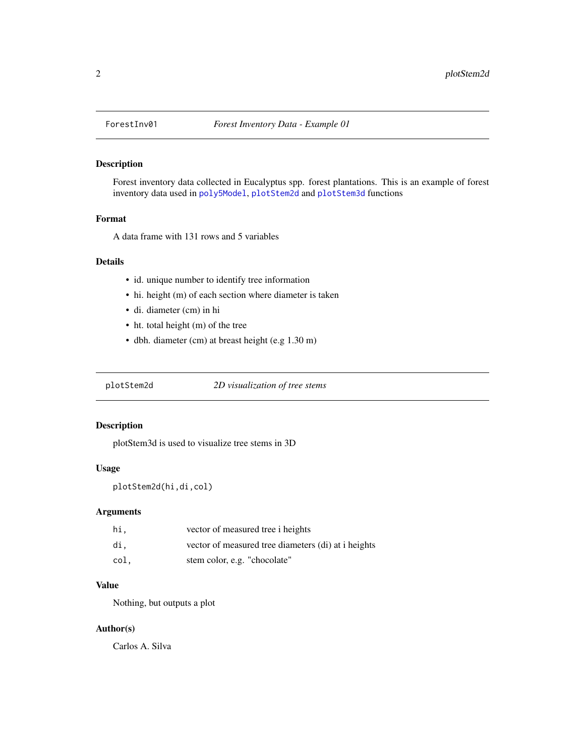## ForestInv01 — *Forest Inventory Data - Example 01*

### Description

Forest inventory data collected in Eucalyptus spp. forest plantations. This is an example of forest inventory data used in `poly5Model`, `plotStem2d` and `plotStem3d` functions

### Format

A data frame with 131 rows and 5 variables

### Details

- id. unique number to identify tree information
- hi. height (m) of each section where diameter is taken
- di. diameter (cm) in hi
- ht. total height (m) of the tree
- dbh. diameter (cm) at breast height (e.g 1.30 m)

## plotStem2d — *2D visualization of tree stems*

### Description

plotStem3d is used to visualize tree stems in 3D

### Usage

```
plotStem2d(hi,di,col)
```

### Arguments

| | |
|---|---|
| `hi,` | vector of measured tree i heights |
| `di,` | vector of measured tree diameters (di) at i heights |
| `col,` | stem color, e.g. "chocolate" |

### Value

Nothing, but outputs a plot

### Author(s)

Carlos A. Silva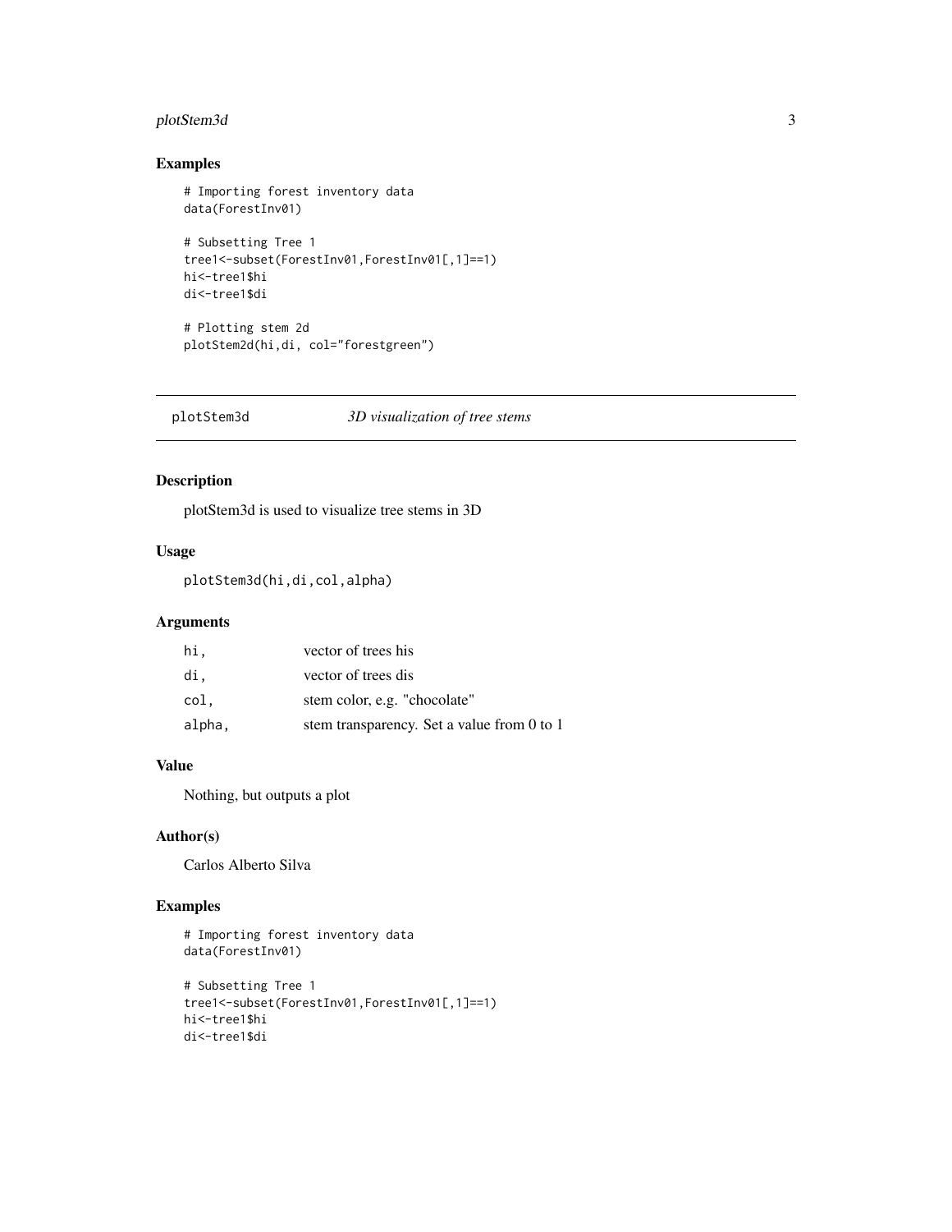## Examples

```
# Importing forest inventory data
data(ForestInv01)

# Subsetting Tree 1
tree1<-subset(ForestInv01,ForestInv01[,1]==1)
hi<-tree1$hi
di<-tree1$di

# Plotting stem 2d
plotStem2d(hi,di, col="forestgreen")
```

---

# plotStem3d — *3D visualization of tree stems*

---

## Description

plotStem3d is used to visualize tree stems in 3D

## Usage

```
plotStem3d(hi,di,col,alpha)
```

## Arguments

| | |
|---|---|
| `hi,` | vector of trees his |
| `di,` | vector of trees dis |
| `col,` | stem color, e.g. "chocolate" |
| `alpha,` | stem transparency. Set a value from 0 to 1 |

## Value

Nothing, but outputs a plot

## Author(s)

Carlos Alberto Silva

## Examples

```
# Importing forest inventory data
data(ForestInv01)

# Subsetting Tree 1
tree1<-subset(ForestInv01,ForestInv01[,1]==1)
hi<-tree1$hi
di<-tree1$di
```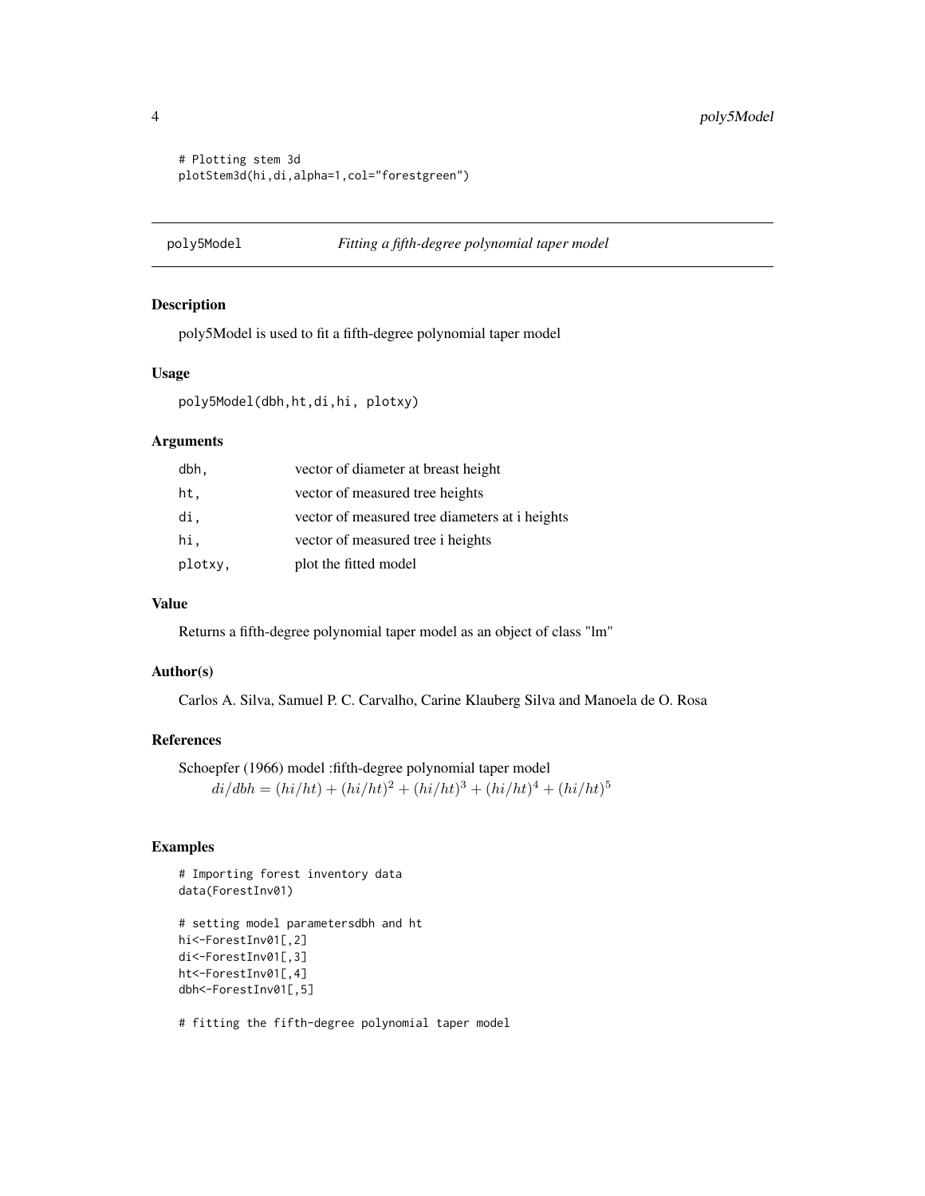```
# Plotting stem 3d
plotStem3d(hi,di,alpha=1,col="forestgreen")
```

## poly5Model *Fitting a fifth-degree polynomial taper model*

### Description

poly5Model is used to fit a fifth-degree polynomial taper model

### Usage

```
poly5Model(dbh,ht,di,hi, plotxy)
```

### Arguments

| | |
|---|---|
| dbh, | vector of diameter at breast height |
| ht, | vector of measured tree heights |
| di, | vector of measured tree diameters at i heights |
| hi, | vector of measured tree i heights |
| plotxy, | plot the fitted model |

### Value

Returns a fifth-degree polynomial taper model as an object of class "lm"

### Author(s)

Carlos A. Silva, Samuel P. C. Carvalho, Carine Klauberg Silva and Manoela de O. Rosa

### References

Schoepfer (1966) model :fifth-degree polynomial taper model

$$di/dbh = (hi/ht) + (hi/ht)^2 + (hi/ht)^3 + (hi/ht)^4 + (hi/ht)^5$$

### Examples

```
# Importing forest inventory data
data(ForestInv01)

# setting model parametersdbh and ht
hi<-ForestInv01[,2]
di<-ForestInv01[,3]
ht<-ForestInv01[,4]
dbh<-ForestInv01[,5]

# fitting the fifth-degree polynomial taper model
```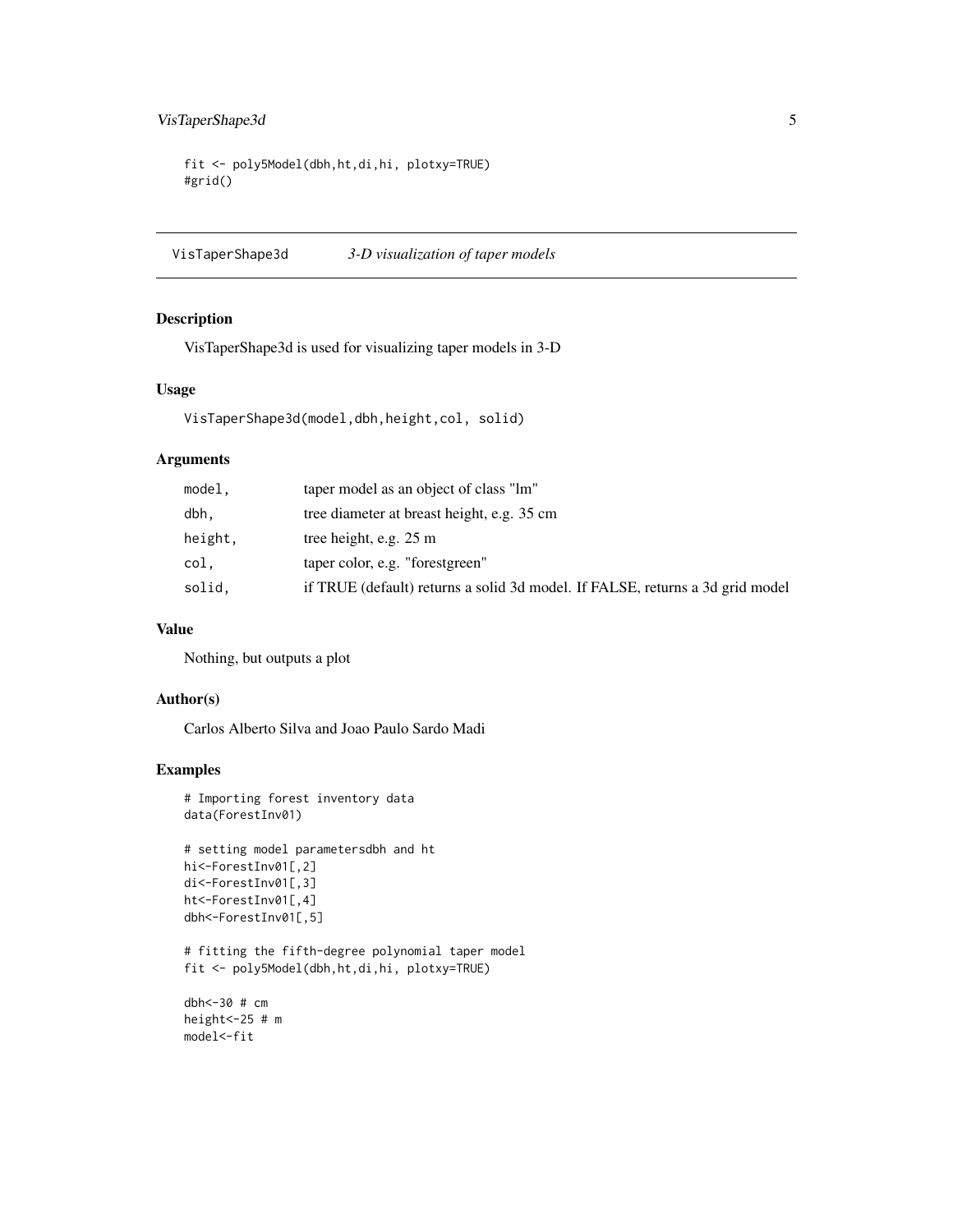```
fit <- poly5Model(dbh,ht,di,hi, plotxy=TRUE)
#grid()
```

---

## VisTaperShape3d — *3-D visualization of taper models*

---

### Description

VisTaperShape3d is used for visualizing taper models in 3-D

### Usage

```
VisTaperShape3d(model,dbh,height,col, solid)
```

### Arguments

| | |
|---|---|
| `model,` | taper model as an object of class "lm" |
| `dbh,` | tree diameter at breast height, e.g. 35 cm |
| `height,` | tree height, e.g. 25 m |
| `col,` | taper color, e.g. "forestgreen" |
| `solid,` | if TRUE (default) returns a solid 3d model. If FALSE, returns a 3d grid model |

### Value

Nothing, but outputs a plot

### Author(s)

Carlos Alberto Silva and Joao Paulo Sardo Madi

### Examples

```
# Importing forest inventory data
data(ForestInv01)

# setting model parametersdbh and ht
hi<-ForestInv01[,2]
di<-ForestInv01[,3]
ht<-ForestInv01[,4]
dbh<-ForestInv01[,5]

# fitting the fifth-degree polynomial taper model
fit <- poly5Model(dbh,ht,di,hi, plotxy=TRUE)

dbh<-30 # cm
height<-25 # m
model<-fit
```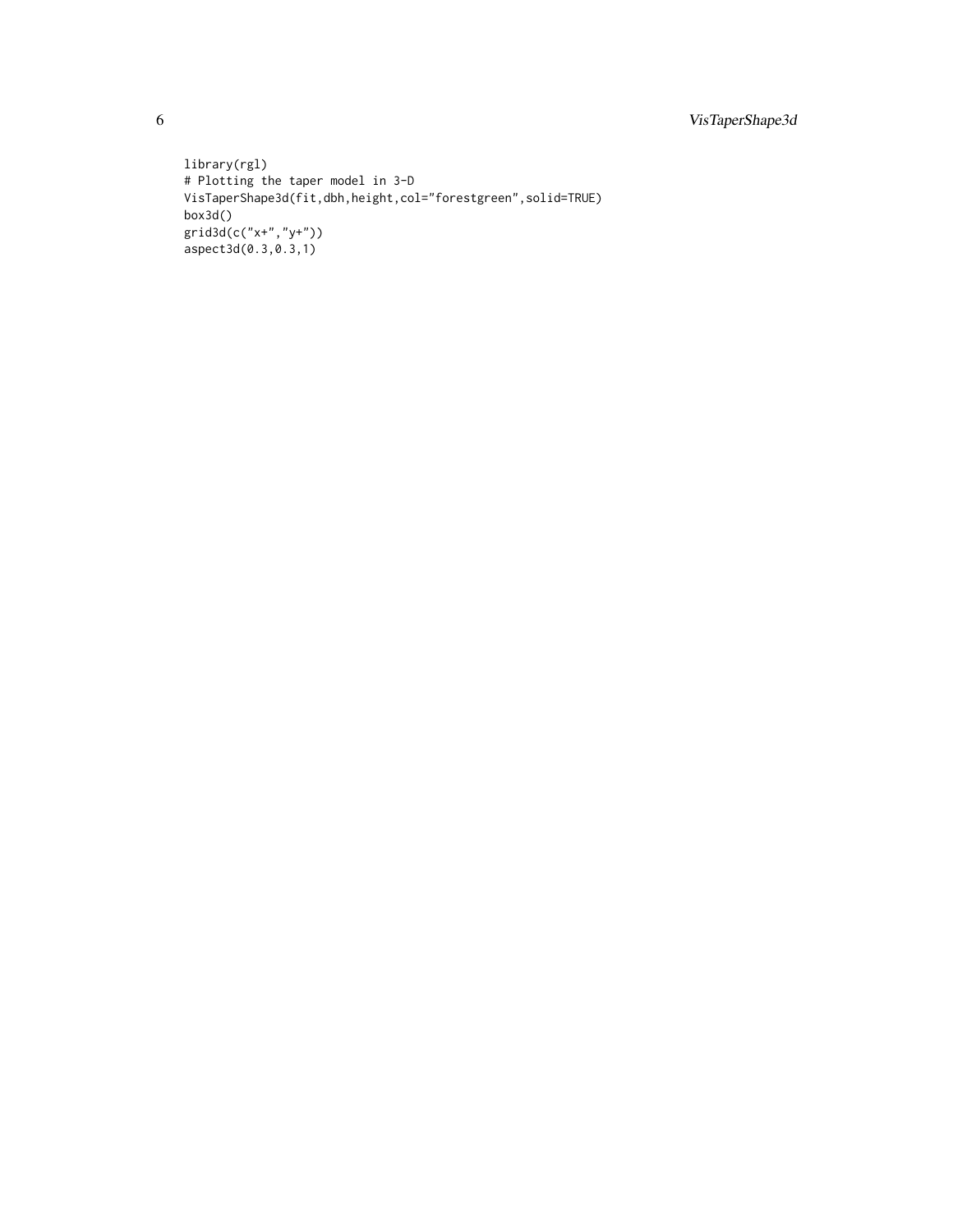```
library(rgl)
# Plotting the taper model in 3-D
VisTaperShape3d(fit,dbh,height,col="forestgreen",solid=TRUE)
box3d()
grid3d(c("x+","y+"))
aspect3d(0.3,0.3,1)
```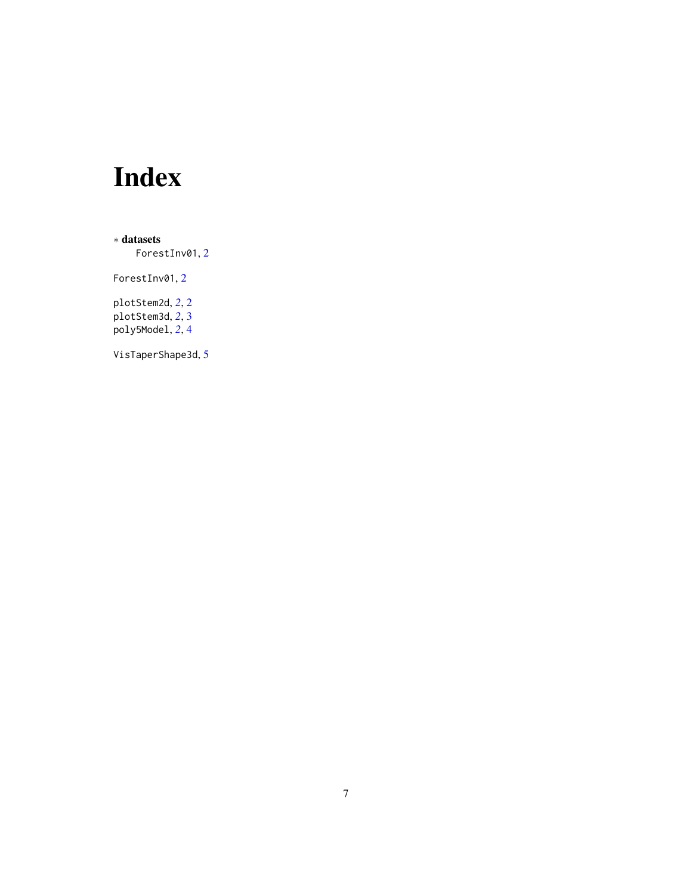# Index

∗ **datasets**
    ForestInv01, 2

ForestInv01, 2

plotStem2d, *2*, 2
plotStem3d, *2*, 3
poly5Model, *2*, 4

VisTaperShape3d, 5